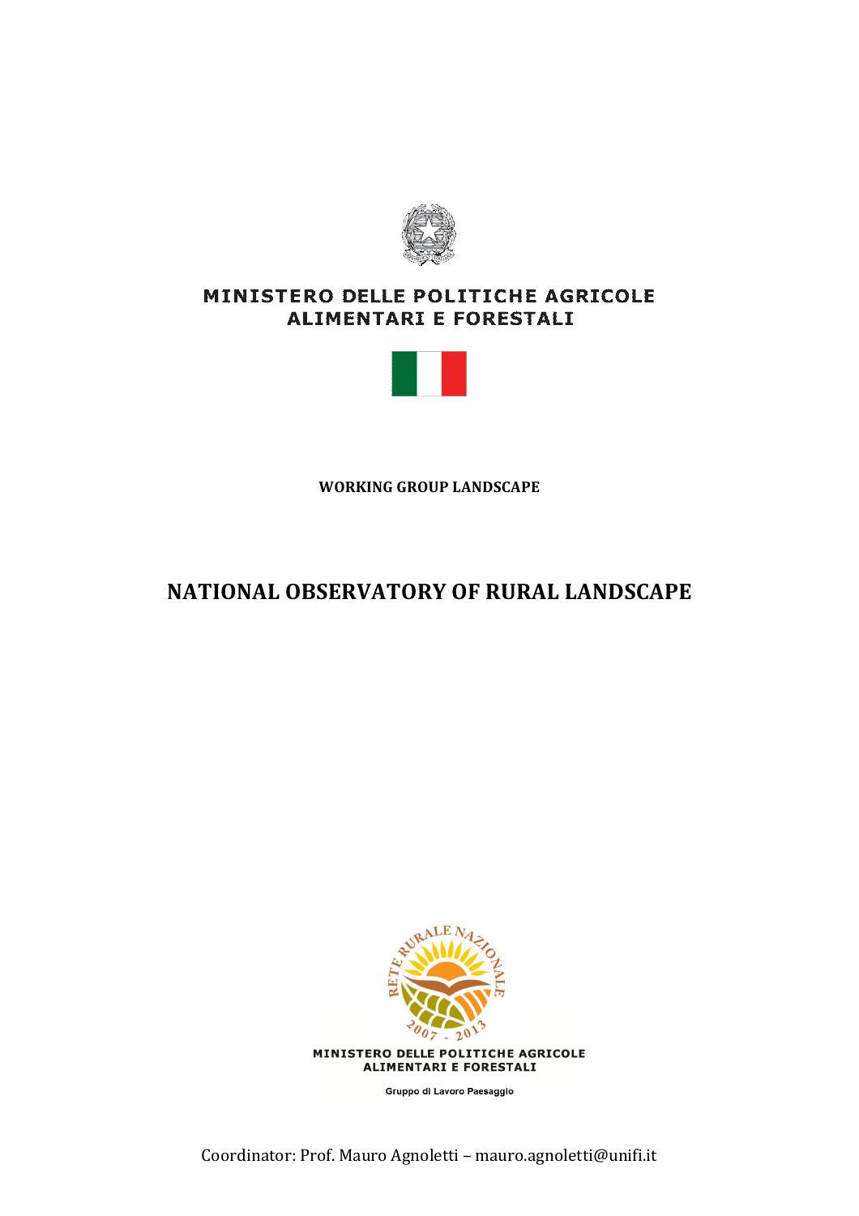MINISTERO DELLE POLITICHE AGRICOLE
ALIMENTARI E FORESTALI

**WORKING GROUP LANDSCAPE**

# NATIONAL OBSERVATORY OF RURAL LANDSCAPE

RETE RURALE NAZIONALE
2007 - 2013

MINISTERO DELLE POLITICHE AGRICOLE
ALIMENTARI E FORESTALI

Gruppo di Lavoro Paesaggio

Coordinator: Prof. Mauro Agnoletti – mauro.agnoletti@unifi.it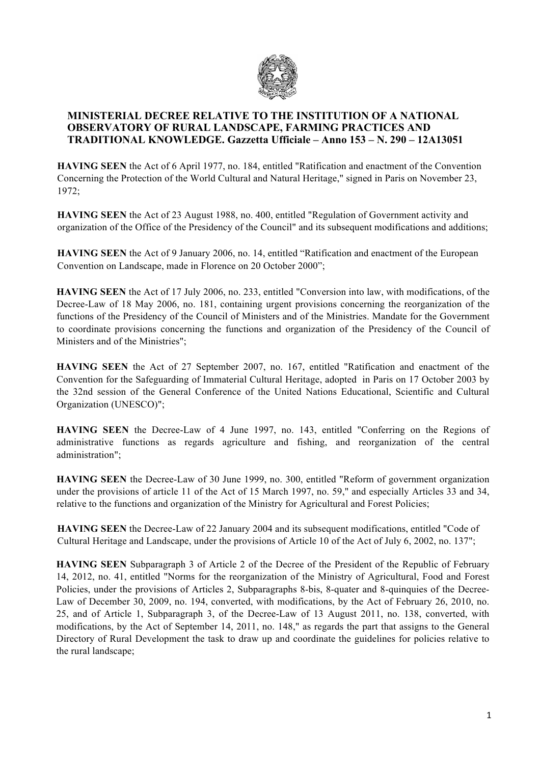# MINISTERIAL DECREE RELATIVE TO THE INSTITUTION OF A NATIONAL OBSERVATORY OF RURAL LANDSCAPE, FARMING PRACTICES AND TRADITIONAL KNOWLEDGE. Gazzetta Ufficiale – Anno 153 – N. 290 – 12A13051

**HAVING SEEN** the Act of 6 April 1977, no. 184, entitled "Ratification and enactment of the Convention Concerning the Protection of the World Cultural and Natural Heritage," signed in Paris on November 23, 1972;

**HAVING SEEN** the Act of 23 August 1988, no. 400, entitled "Regulation of Government activity and organization of the Office of the Presidency of the Council" and its subsequent modifications and additions;

**HAVING SEEN** the Act of 9 January 2006, no. 14, entitled "Ratification and enactment of the European Convention on Landscape, made in Florence on 20 October 2000";

**HAVING SEEN** the Act of 17 July 2006, no. 233, entitled "Conversion into law, with modifications, of the Decree-Law of 18 May 2006, no. 181, containing urgent provisions concerning the reorganization of the functions of the Presidency of the Council of Ministers and of the Ministries. Mandate for the Government to coordinate provisions concerning the functions and organization of the Presidency of the Council of Ministers and of the Ministries";

**HAVING SEEN** the Act of 27 September 2007, no. 167, entitled "Ratification and enactment of the Convention for the Safeguarding of Immaterial Cultural Heritage, adopted in Paris on 17 October 2003 by the 32nd session of the General Conference of the United Nations Educational, Scientific and Cultural Organization (UNESCO)";

**HAVING SEEN** the Decree-Law of 4 June 1997, no. 143, entitled "Conferring on the Regions of administrative functions as regards agriculture and fishing, and reorganization of the central administration";

**HAVING SEEN** the Decree-Law of 30 June 1999, no. 300, entitled "Reform of government organization under the provisions of article 11 of the Act of 15 March 1997, no. 59," and especially Articles 33 and 34, relative to the functions and organization of the Ministry for Agricultural and Forest Policies;

**HAVING SEEN** the Decree-Law of 22 January 2004 and its subsequent modifications, entitled "Code of Cultural Heritage and Landscape, under the provisions of Article 10 of the Act of July 6, 2002, no. 137";

**HAVING SEEN** Subparagraph 3 of Article 2 of the Decree of the President of the Republic of February 14, 2012, no. 41, entitled "Norms for the reorganization of the Ministry of Agricultural, Food and Forest Policies, under the provisions of Articles 2, Subparagraphs 8-bis, 8-quater and 8-quinquies of the Decree-Law of December 30, 2009, no. 194, converted, with modifications, by the Act of February 26, 2010, no. 25, and of Article 1, Subparagraph 3, of the Decree-Law of 13 August 2011, no. 138, converted, with modifications, by the Act of September 14, 2011, no. 148," as regards the part that assigns to the General Directory of Rural Development the task to draw up and coordinate the guidelines for policies relative to the rural landscape;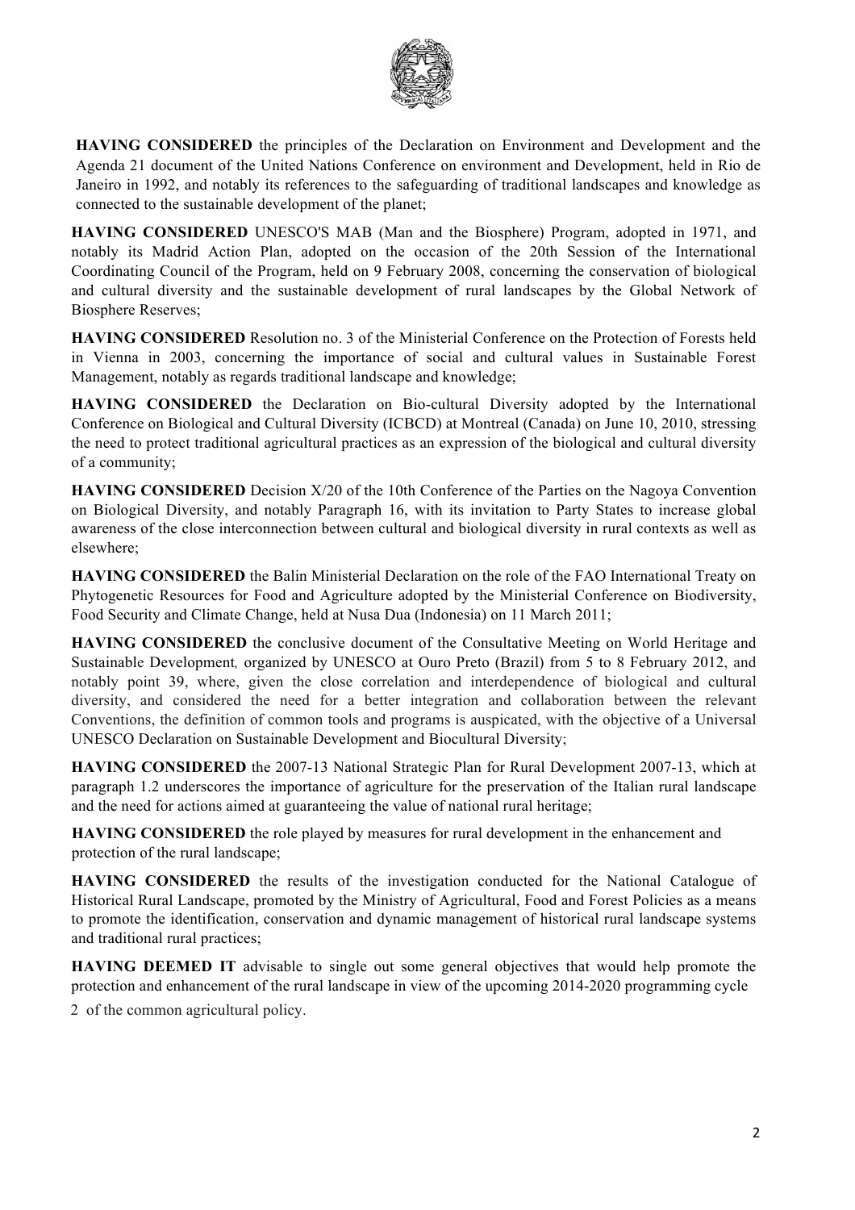**HAVING CONSIDERED** the principles of the Declaration on Environment and Development and the Agenda 21 document of the United Nations Conference on environment and Development, held in Rio de Janeiro in 1992, and notably its references to the safeguarding of traditional landscapes and knowledge as connected to the sustainable development of the planet;

**HAVING CONSIDERED** UNESCO'S MAB (Man and the Biosphere) Program, adopted in 1971, and notably its Madrid Action Plan, adopted on the occasion of the 20th Session of the International Coordinating Council of the Program, held on 9 February 2008, concerning the conservation of biological and cultural diversity and the sustainable development of rural landscapes by the Global Network of Biosphere Reserves;

**HAVING CONSIDERED** Resolution no. 3 of the Ministerial Conference on the Protection of Forests held in Vienna in 2003, concerning the importance of social and cultural values in Sustainable Forest Management, notably as regards traditional landscape and knowledge;

**HAVING CONSIDERED** the Declaration on Bio-cultural Diversity adopted by the International Conference on Biological and Cultural Diversity (ICBCD) at Montreal (Canada) on June 10, 2010, stressing the need to protect traditional agricultural practices as an expression of the biological and cultural diversity of a community;

**HAVING CONSIDERED** Decision X/20 of the 10th Conference of the Parties on the Nagoya Convention on Biological Diversity, and notably Paragraph 16, with its invitation to Party States to increase global awareness of the close interconnection between cultural and biological diversity in rural contexts as well as elsewhere;

**HAVING CONSIDERED** the Balin Ministerial Declaration on the role of the FAO International Treaty on Phytogenetic Resources for Food and Agriculture adopted by the Ministerial Conference on Biodiversity, Food Security and Climate Change, held at Nusa Dua (Indonesia) on 11 March 2011;

**HAVING CONSIDERED** the conclusive document of the Consultative Meeting on World Heritage and Sustainable Development*,* organized by UNESCO at Ouro Preto (Brazil) from 5 to 8 February 2012, and notably point 39, where, given the close correlation and interdependence of biological and cultural diversity, and considered the need for a better integration and collaboration between the relevant Conventions, the definition of common tools and programs is auspicated, with the objective of a Universal UNESCO Declaration on Sustainable Development and Biocultural Diversity;

**HAVING CONSIDERED** the 2007-13 National Strategic Plan for Rural Development 2007-13, which at paragraph 1.2 underscores the importance of agriculture for the preservation of the Italian rural landscape and the need for actions aimed at guaranteeing the value of national rural heritage;

**HAVING CONSIDERED** the role played by measures for rural development in the enhancement and protection of the rural landscape;

**HAVING CONSIDERED** the results of the investigation conducted for the National Catalogue of Historical Rural Landscape, promoted by the Ministry of Agricultural, Food and Forest Policies as a means to promote the identification, conservation and dynamic management of historical rural landscape systems and traditional rural practices;

**HAVING DEEMED IT** advisable to single out some general objectives that would help promote the protection and enhancement of the rural landscape in view of the upcoming 2014-2020 programming cycle of the common agricultural policy.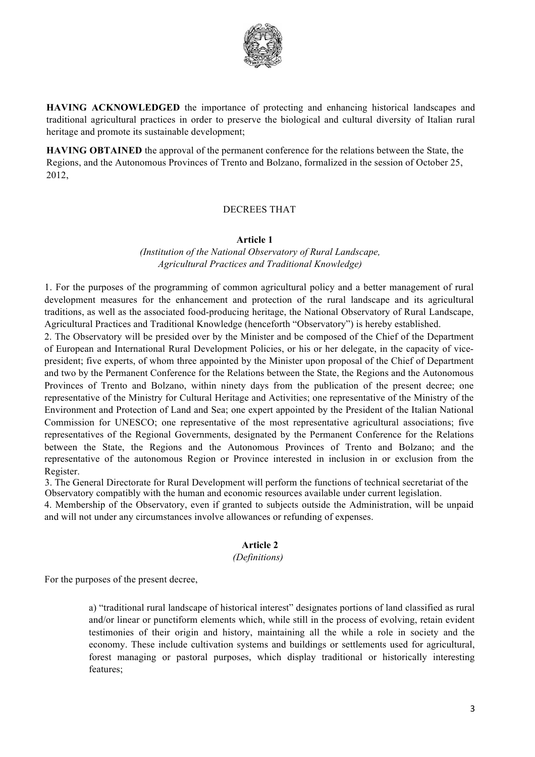**HAVING ACKNOWLEDGED** the importance of protecting and enhancing historical landscapes and traditional agricultural practices in order to preserve the biological and cultural diversity of Italian rural heritage and promote its sustainable development;

**HAVING OBTAINED** the approval of the permanent conference for the relations between the State, the Regions, and the Autonomous Provinces of Trento and Bolzano, formalized in the session of October 25, 2012,

DECREES THAT

**Article 1**

*(Institution of the National Observatory of Rural Landscape, Agricultural Practices and Traditional Knowledge)*

1. For the purposes of the programming of common agricultural policy and a better management of rural development measures for the enhancement and protection of the rural landscape and its agricultural traditions, as well as the associated food-producing heritage, the National Observatory of Rural Landscape, Agricultural Practices and Traditional Knowledge (henceforth "Observatory") is hereby established.
2. The Observatory will be presided over by the Minister and be composed of the Chief of the Department of European and International Rural Development Policies, or his or her delegate, in the capacity of vice-president; five experts, of whom three appointed by the Minister upon proposal of the Chief of Department and two by the Permanent Conference for the Relations between the State, the Regions and the Autonomous Provinces of Trento and Bolzano, within ninety days from the publication of the present decree; one representative of the Ministry for Cultural Heritage and Activities; one representative of the Ministry of the Environment and Protection of Land and Sea; one expert appointed by the President of the Italian National Commission for UNESCO; one representative of the most representative agricultural associations; five representatives of the Regional Governments, designated by the Permanent Conference for the Relations between the State, the Regions and the Autonomous Provinces of Trento and Bolzano; and the representative of the autonomous Region or Province interested in inclusion in or exclusion from the Register.
3. The General Directorate for Rural Development will perform the functions of technical secretariat of the Observatory compatibly with the human and economic resources available under current legislation.
4. Membership of the Observatory, even if granted to subjects outside the Administration, will be unpaid and will not under any circumstances involve allowances or refunding of expenses.

**Article 2**

*(Definitions)*

For the purposes of the present decree,

a) "traditional rural landscape of historical interest" designates portions of land classified as rural and/or linear or punctiform elements which, while still in the process of evolving, retain evident testimonies of their origin and history, maintaining all the while a role in society and the economy. These include cultivation systems and buildings or settlements used for agricultural, forest managing or pastoral purposes, which display traditional or historically interesting features;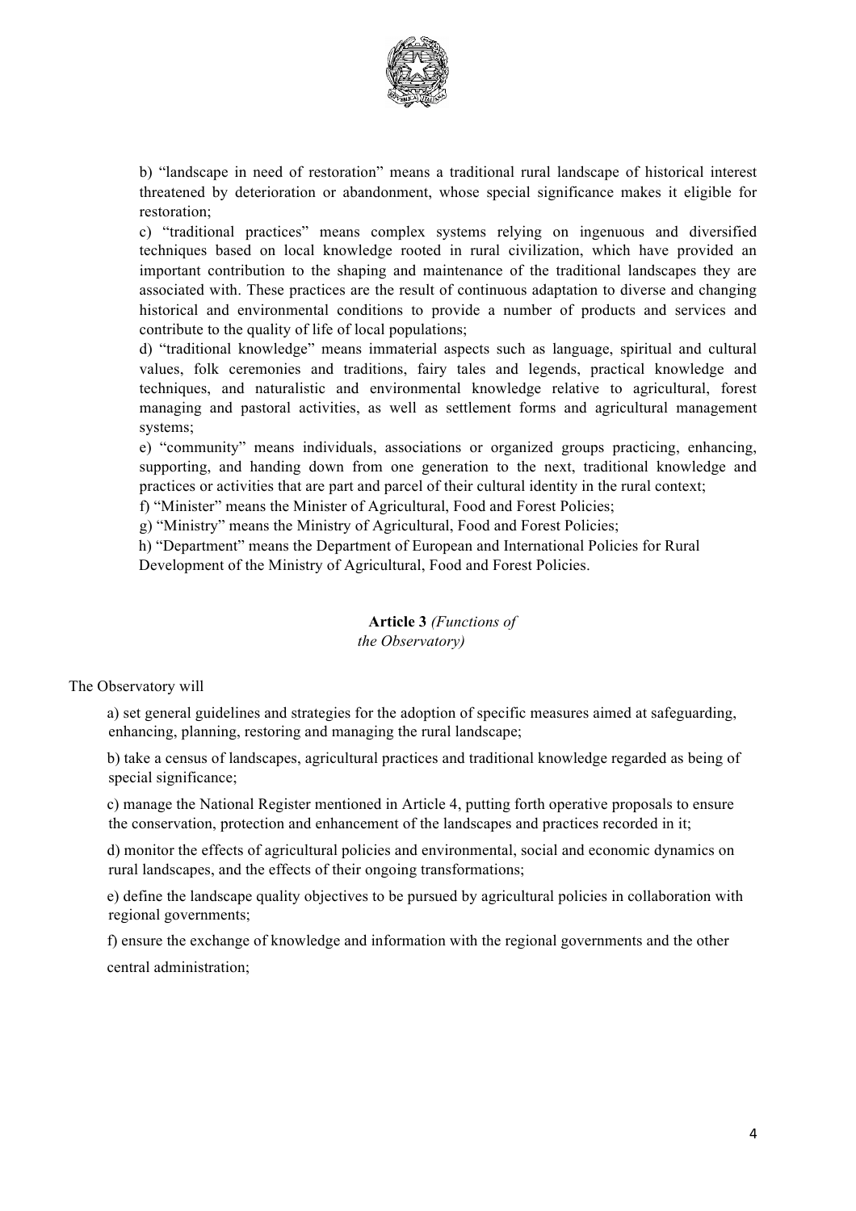b) "landscape in need of restoration" means a traditional rural landscape of historical interest threatened by deterioration or abandonment, whose special significance makes it eligible for restoration;

c) "traditional practices" means complex systems relying on ingenuous and diversified techniques based on local knowledge rooted in rural civilization, which have provided an important contribution to the shaping and maintenance of the traditional landscapes they are associated with. These practices are the result of continuous adaptation to diverse and changing historical and environmental conditions to provide a number of products and services and contribute to the quality of life of local populations;

d) "traditional knowledge" means immaterial aspects such as language, spiritual and cultural values, folk ceremonies and traditions, fairy tales and legends, practical knowledge and techniques, and naturalistic and environmental knowledge relative to agricultural, forest managing and pastoral activities, as well as settlement forms and agricultural management systems;

e) "community" means individuals, associations or organized groups practicing, enhancing, supporting, and handing down from one generation to the next, traditional knowledge and practices or activities that are part and parcel of their cultural identity in the rural context;

f) "Minister" means the Minister of Agricultural, Food and Forest Policies;

g) "Ministry" means the Ministry of Agricultural, Food and Forest Policies;

h) "Department" means the Department of European and International Policies for Rural Development of the Ministry of Agricultural, Food and Forest Policies.

### **Article 3** *(Functions of the Observatory)*

The Observatory will

a) set general guidelines and strategies for the adoption of specific measures aimed at safeguarding, enhancing, planning, restoring and managing the rural landscape;

b) take a census of landscapes, agricultural practices and traditional knowledge regarded as being of special significance;

c) manage the National Register mentioned in Article 4, putting forth operative proposals to ensure the conservation, protection and enhancement of the landscapes and practices recorded in it;

d) monitor the effects of agricultural policies and environmental, social and economic dynamics on rural landscapes, and the effects of their ongoing transformations;

e) define the landscape quality objectives to be pursued by agricultural policies in collaboration with regional governments;

f) ensure the exchange of knowledge and information with the regional governments and the other central administration;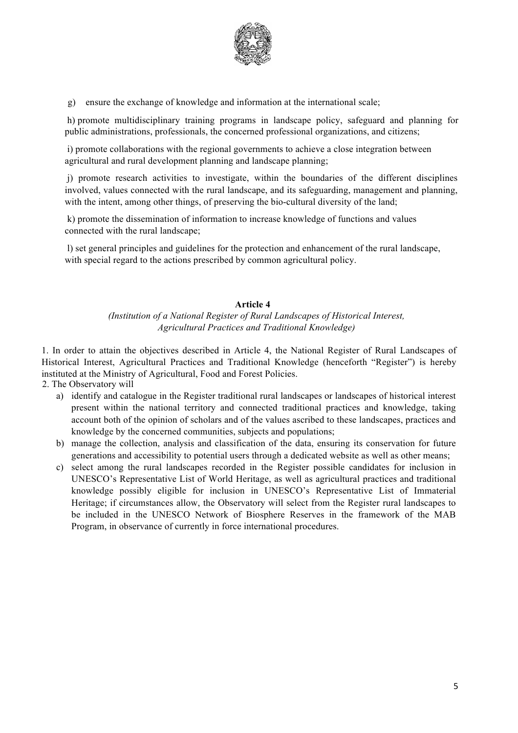g) ensure the exchange of knowledge and information at the international scale;

h) promote multidisciplinary training programs in landscape policy, safeguard and planning for public administrations, professionals, the concerned professional organizations, and citizens;

i) promote collaborations with the regional governments to achieve a close integration between agricultural and rural development planning and landscape planning;

j) promote research activities to investigate, within the boundaries of the different disciplines involved, values connected with the rural landscape, and its safeguarding, management and planning, with the intent, among other things, of preserving the bio-cultural diversity of the land;

k) promote the dissemination of information to increase knowledge of functions and values connected with the rural landscape;

l) set general principles and guidelines for the protection and enhancement of the rural landscape, with special regard to the actions prescribed by common agricultural policy.

**Article 4**

*(Institution of a National Register of Rural Landscapes of Historical Interest, Agricultural Practices and Traditional Knowledge)*

1. In order to attain the objectives described in Article 4, the National Register of Rural Landscapes of Historical Interest, Agricultural Practices and Traditional Knowledge (henceforth "Register") is hereby instituted at the Ministry of Agricultural, Food and Forest Policies.
2. The Observatory will
   a) identify and catalogue in the Register traditional rural landscapes or landscapes of historical interest present within the national territory and connected traditional practices and knowledge, taking account both of the opinion of scholars and of the values ascribed to these landscapes, practices and knowledge by the concerned communities, subjects and populations;
   b) manage the collection, analysis and classification of the data, ensuring its conservation for future generations and accessibility to potential users through a dedicated website as well as other means;
   c) select among the rural landscapes recorded in the Register possible candidates for inclusion in UNESCO's Representative List of World Heritage, as well as agricultural practices and traditional knowledge possibly eligible for inclusion in UNESCO's Representative List of Immaterial Heritage; if circumstances allow, the Observatory will select from the Register rural landscapes to be included in the UNESCO Network of Biosphere Reserves in the framework of the MAB Program, in observance of currently in force international procedures.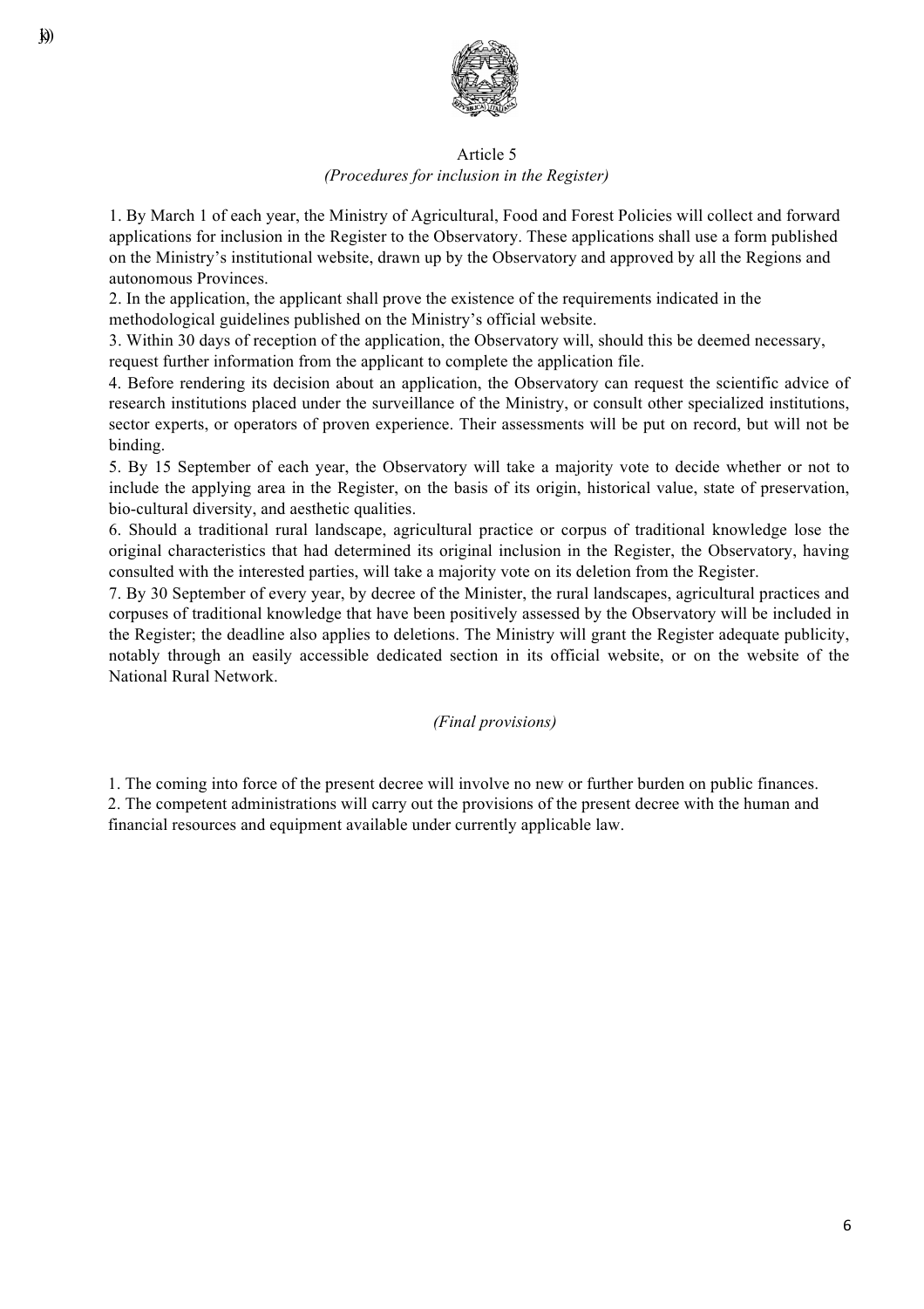## Article 5

*(Procedures for inclusion in the Register)*

1. By March 1 of each year, the Ministry of Agricultural, Food and Forest Policies will collect and forward applications for inclusion in the Register to the Observatory. These applications shall use a form published on the Ministry's institutional website, drawn up by the Observatory and approved by all the Regions and autonomous Provinces.
2. In the application, the applicant shall prove the existence of the requirements indicated in the methodological guidelines published on the Ministry's official website.
3. Within 30 days of reception of the application, the Observatory will, should this be deemed necessary, request further information from the applicant to complete the application file.
4. Before rendering its decision about an application, the Observatory can request the scientific advice of research institutions placed under the surveillance of the Ministry, or consult other specialized institutions, sector experts, or operators of proven experience. Their assessments will be put on record, but will not be binding.
5. By 15 September of each year, the Observatory will take a majority vote to decide whether or not to include the applying area in the Register, on the basis of its origin, historical value, state of preservation, bio-cultural diversity, and aesthetic qualities.
6. Should a traditional rural landscape, agricultural practice or corpus of traditional knowledge lose the original characteristics that had determined its original inclusion in the Register, the Observatory, having consulted with the interested parties, will take a majority vote on its deletion from the Register.
7. By 30 September of every year, by decree of the Minister, the rural landscapes, agricultural practices and corpuses of traditional knowledge that have been positively assessed by the Observatory will be included in the Register; the deadline also applies to deletions. The Ministry will grant the Register adequate publicity, notably through an easily accessible dedicated section in its official website, or on the website of the National Rural Network.

*(Final provisions)*

1. The coming into force of the present decree will involve no new or further burden on public finances.
2. The competent administrations will carry out the provisions of the present decree with the human and financial resources and equipment available under currently applicable law.